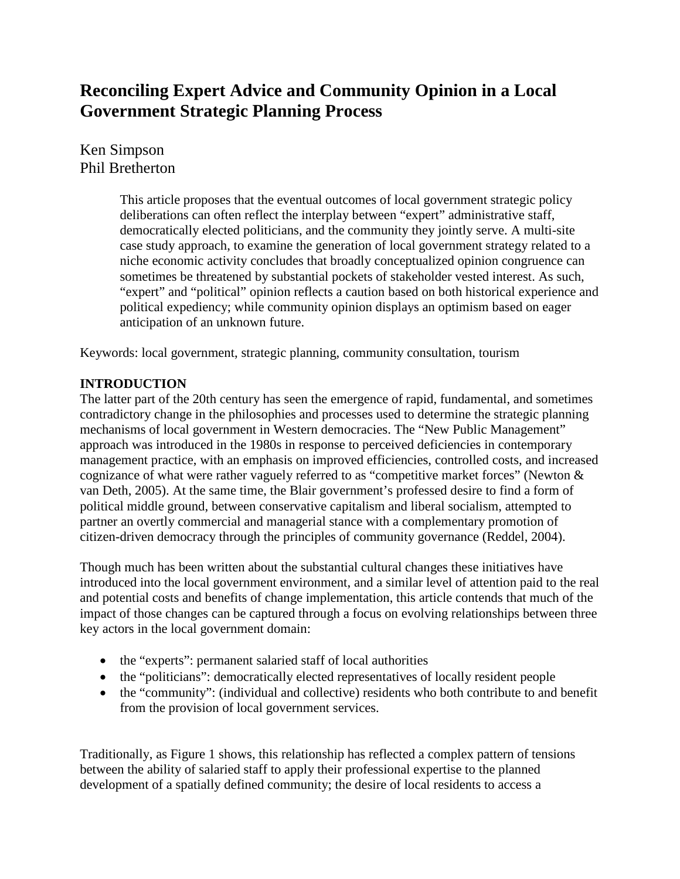# Reconciling Expert Advice and Community Opinion in a Local Government Strategic Planning Process

Ken Simpson
Phil Bretherton

> This article proposes that the eventual outcomes of local government strategic policy deliberations can often reflect the interplay between "expert" administrative staff, democratically elected politicians, and the community they jointly serve. A multi-site case study approach, to examine the generation of local government strategy related to a niche economic activity concludes that broadly conceptualized opinion congruence can sometimes be threatened by substantial pockets of stakeholder vested interest. As such, "expert" and "political" opinion reflects a caution based on both historical experience and political expediency; while community opinion displays an optimism based on eager anticipation of an unknown future.

Keywords: local government, strategic planning, community consultation, tourism

## INTRODUCTION

The latter part of the 20th century has seen the emergence of rapid, fundamental, and sometimes contradictory change in the philosophies and processes used to determine the strategic planning mechanisms of local government in Western democracies. The "New Public Management" approach was introduced in the 1980s in response to perceived deficiencies in contemporary management practice, with an emphasis on improved efficiencies, controlled costs, and increased cognizance of what were rather vaguely referred to as "competitive market forces" (Newton & van Deth, 2005). At the same time, the Blair government's professed desire to find a form of political middle ground, between conservative capitalism and liberal socialism, attempted to partner an overtly commercial and managerial stance with a complementary promotion of citizen-driven democracy through the principles of community governance (Reddel, 2004).

Though much has been written about the substantial cultural changes these initiatives have introduced into the local government environment, and a similar level of attention paid to the real and potential costs and benefits of change implementation, this article contends that much of the impact of those changes can be captured through a focus on evolving relationships between three key actors in the local government domain:

- the "experts": permanent salaried staff of local authorities
- the "politicians": democratically elected representatives of locally resident people
- the "community": (individual and collective) residents who both contribute to and benefit from the provision of local government services.

Traditionally, as Figure 1 shows, this relationship has reflected a complex pattern of tensions between the ability of salaried staff to apply their professional expertise to the planned development of a spatially defined community; the desire of local residents to access a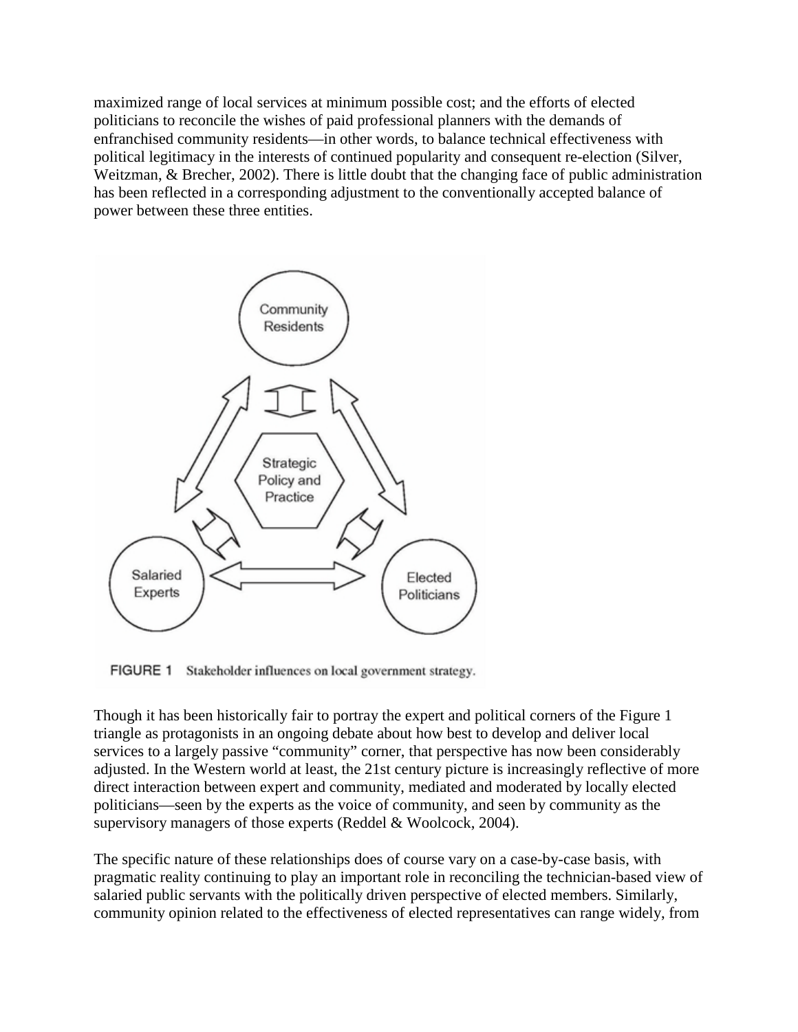maximized range of local services at minimum possible cost; and the efforts of elected politicians to reconcile the wishes of paid professional planners with the demands of enfranchised community residents—in other words, to balance technical effectiveness with political legitimacy in the interests of continued popularity and consequent re-election (Silver, Weitzman, & Brecher, 2002). There is little doubt that the changing face of public administration has been reflected in a corresponding adjustment to the conventionally accepted balance of power between these three entities.

FIGURE 1 Stakeholder influences on local government strategy.

Though it has been historically fair to portray the expert and political corners of the Figure 1 triangle as protagonists in an ongoing debate about how best to develop and deliver local services to a largely passive "community" corner, that perspective has now been considerably adjusted. In the Western world at least, the 21st century picture is increasingly reflective of more direct interaction between expert and community, mediated and moderated by locally elected politicians—seen by the experts as the voice of community, and seen by community as the supervisory managers of those experts (Reddel & Woolcock, 2004).

The specific nature of these relationships does of course vary on a case-by-case basis, with pragmatic reality continuing to play an important role in reconciling the technician-based view of salaried public servants with the politically driven perspective of elected members. Similarly, community opinion related to the effectiveness of elected representatives can range widely, from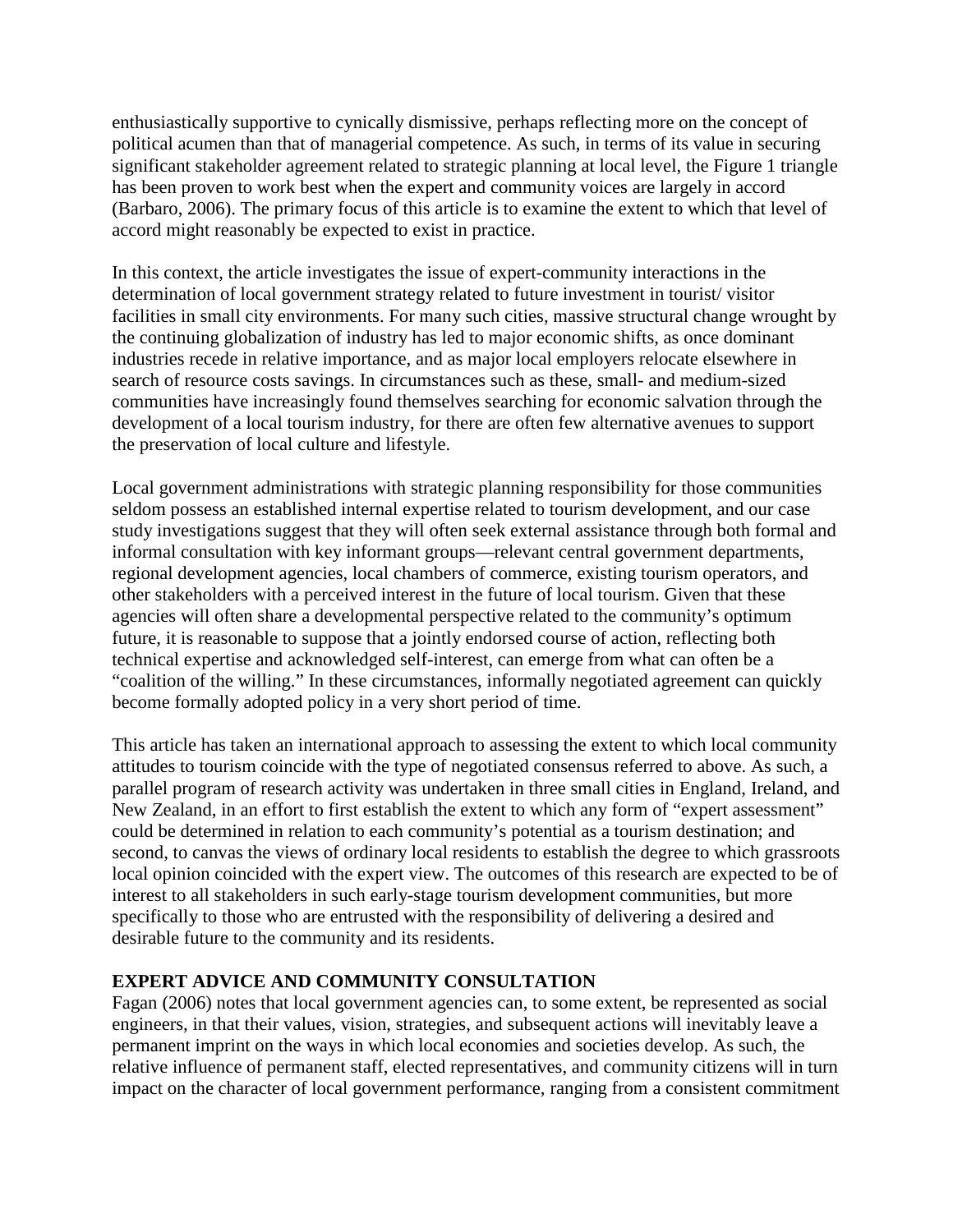enthusiastically supportive to cynically dismissive, perhaps reflecting more on the concept of political acumen than that of managerial competence. As such, in terms of its value in securing significant stakeholder agreement related to strategic planning at local level, the Figure 1 triangle has been proven to work best when the expert and community voices are largely in accord (Barbaro, 2006). The primary focus of this article is to examine the extent to which that level of accord might reasonably be expected to exist in practice.

In this context, the article investigates the issue of expert-community interactions in the determination of local government strategy related to future investment in tourist/ visitor facilities in small city environments. For many such cities, massive structural change wrought by the continuing globalization of industry has led to major economic shifts, as once dominant industries recede in relative importance, and as major local employers relocate elsewhere in search of resource costs savings. In circumstances such as these, small- and medium-sized communities have increasingly found themselves searching for economic salvation through the development of a local tourism industry, for there are often few alternative avenues to support the preservation of local culture and lifestyle.

Local government administrations with strategic planning responsibility for those communities seldom possess an established internal expertise related to tourism development, and our case study investigations suggest that they will often seek external assistance through both formal and informal consultation with key informant groups—relevant central government departments, regional development agencies, local chambers of commerce, existing tourism operators, and other stakeholders with a perceived interest in the future of local tourism. Given that these agencies will often share a developmental perspective related to the community's optimum future, it is reasonable to suppose that a jointly endorsed course of action, reflecting both technical expertise and acknowledged self-interest, can emerge from what can often be a "coalition of the willing." In these circumstances, informally negotiated agreement can quickly become formally adopted policy in a very short period of time.

This article has taken an international approach to assessing the extent to which local community attitudes to tourism coincide with the type of negotiated consensus referred to above. As such, a parallel program of research activity was undertaken in three small cities in England, Ireland, and New Zealand, in an effort to first establish the extent to which any form of "expert assessment" could be determined in relation to each community's potential as a tourism destination; and second, to canvas the views of ordinary local residents to establish the degree to which grassroots local opinion coincided with the expert view. The outcomes of this research are expected to be of interest to all stakeholders in such early-stage tourism development communities, but more specifically to those who are entrusted with the responsibility of delivering a desired and desirable future to the community and its residents.

## EXPERT ADVICE AND COMMUNITY CONSULTATION

Fagan (2006) notes that local government agencies can, to some extent, be represented as social engineers, in that their values, vision, strategies, and subsequent actions will inevitably leave a permanent imprint on the ways in which local economies and societies develop. As such, the relative influence of permanent staff, elected representatives, and community citizens will in turn impact on the character of local government performance, ranging from a consistent commitment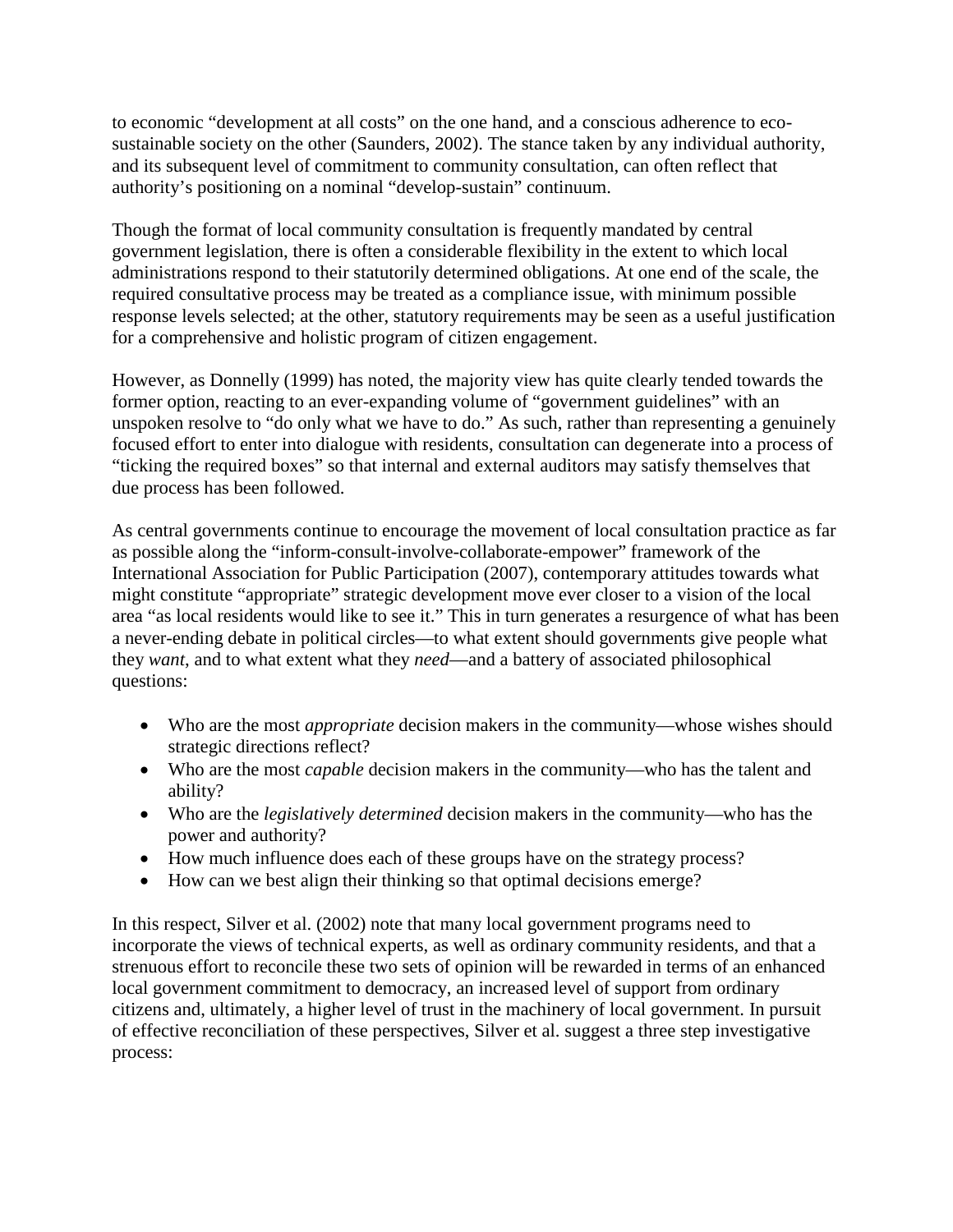to economic "development at all costs" on the one hand, and a conscious adherence to eco-sustainable society on the other (Saunders, 2002). The stance taken by any individual authority, and its subsequent level of commitment to community consultation, can often reflect that authority's positioning on a nominal "develop-sustain" continuum.

Though the format of local community consultation is frequently mandated by central government legislation, there is often a considerable flexibility in the extent to which local administrations respond to their statutorily determined obligations. At one end of the scale, the required consultative process may be treated as a compliance issue, with minimum possible response levels selected; at the other, statutory requirements may be seen as a useful justification for a comprehensive and holistic program of citizen engagement.

However, as Donnelly (1999) has noted, the majority view has quite clearly tended towards the former option, reacting to an ever-expanding volume of "government guidelines" with an unspoken resolve to "do only what we have to do." As such, rather than representing a genuinely focused effort to enter into dialogue with residents, consultation can degenerate into a process of "ticking the required boxes" so that internal and external auditors may satisfy themselves that due process has been followed.

As central governments continue to encourage the movement of local consultation practice as far as possible along the "inform-consult-involve-collaborate-empower" framework of the International Association for Public Participation (2007), contemporary attitudes towards what might constitute "appropriate" strategic development move ever closer to a vision of the local area "as local residents would like to see it." This in turn generates a resurgence of what has been a never-ending debate in political circles—to what extent should governments give people what they *want*, and to what extent what they *need*—and a battery of associated philosophical questions:

- Who are the most *appropriate* decision makers in the community—whose wishes should strategic directions reflect?
- Who are the most *capable* decision makers in the community—who has the talent and ability?
- Who are the *legislatively determined* decision makers in the community—who has the power and authority?
- How much influence does each of these groups have on the strategy process?
- How can we best align their thinking so that optimal decisions emerge?

In this respect, Silver et al. (2002) note that many local government programs need to incorporate the views of technical experts, as well as ordinary community residents, and that a strenuous effort to reconcile these two sets of opinion will be rewarded in terms of an enhanced local government commitment to democracy, an increased level of support from ordinary citizens and, ultimately, a higher level of trust in the machinery of local government. In pursuit of effective reconciliation of these perspectives, Silver et al. suggest a three step investigative process: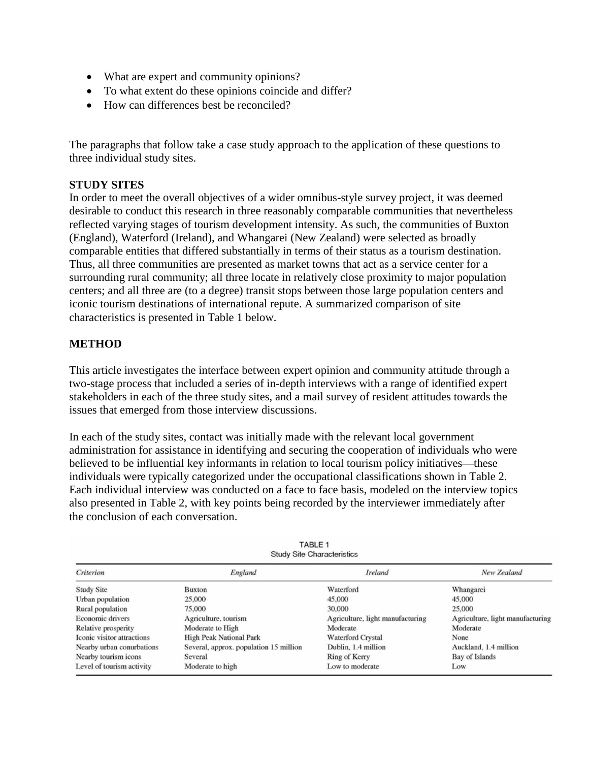- What are expert and community opinions?
- To what extent do these opinions coincide and differ?
- How can differences best be reconciled?

The paragraphs that follow take a case study approach to the application of these questions to three individual study sites.

**STUDY SITES**

In order to meet the overall objectives of a wider omnibus-style survey project, it was deemed desirable to conduct this research in three reasonably comparable communities that nevertheless reflected varying stages of tourism development intensity. As such, the communities of Buxton (England), Waterford (Ireland), and Whangarei (New Zealand) were selected as broadly comparable entities that differed substantially in terms of their status as a tourism destination. Thus, all three communities are presented as market towns that act as a service center for a surrounding rural community; all three locate in relatively close proximity to major population centers; and all three are (to a degree) transit stops between those large population centers and iconic tourism destinations of international repute. A summarized comparison of site characteristics is presented in Table 1 below.

**METHOD**

This article investigates the interface between expert opinion and community attitude through a two-stage process that included a series of in-depth interviews with a range of identified expert stakeholders in each of the three study sites, and a mail survey of resident attitudes towards the issues that emerged from those interview discussions.

In each of the study sites, contact was initially made with the relevant local government administration for assistance in identifying and securing the cooperation of individuals who were believed to be influential key informants in relation to local tourism policy initiatives—these individuals were typically categorized under the occupational classifications shown in Table 2. Each individual interview was conducted on a face to face basis, modeled on the interview topics also presented in Table 2, with key points being recorded by the interviewer immediately after the conclusion of each conversation.

TABLE 1
Study Site Characteristics

| *Criterion* | *England* | *Ireland* | *New Zealand* |
|---|---|---|---|
| Study Site | Buxton | Waterford | Whangarei |
| Urban population | 25,000 | 45,000 | 45,000 |
| Rural population | 75,000 | 30,000 | 25,000 |
| Economic drivers | Agriculture, tourism | Agriculture, light manufacturing | Agriculture, light manufacturing |
| Relative prosperity | Moderate to High | Moderate | Moderate |
| Iconic visitor attractions | High Peak National Park | Waterford Crystal | None |
| Nearby urban conurbations | Several, approx. population 15 million | Dublin, 1.4 million | Auckland, 1.4 million |
| Nearby tourism icons | Several | Ring of Kerry | Bay of Islands |
| Level of tourism activity | Moderate to high | Low to moderate | Low |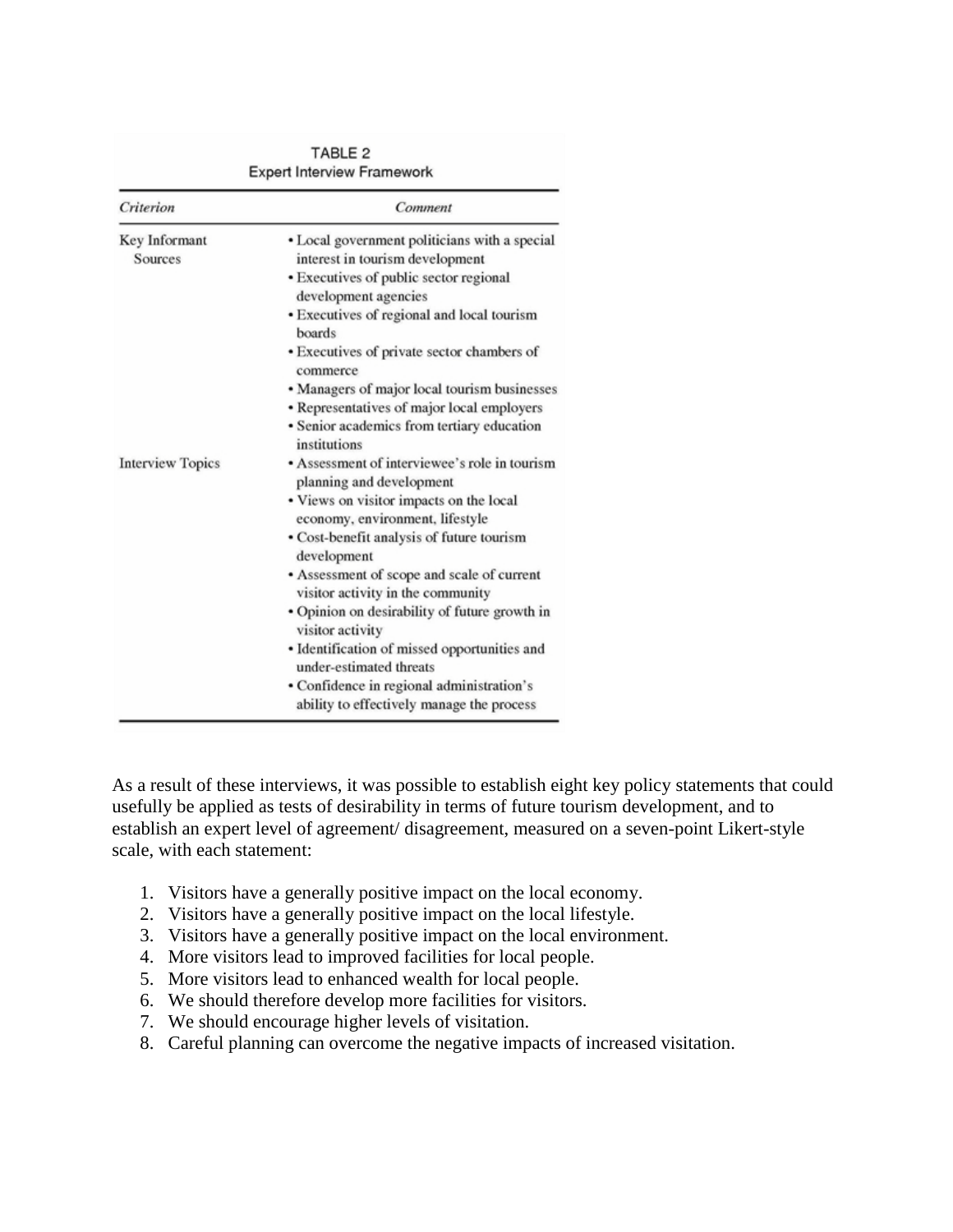TABLE 2
Expert Interview Framework

| *Criterion* | *Comment* |
| --- | --- |
| Key Informant Sources | • Local government politicians with a special interest in tourism development<br>• Executives of public sector regional development agencies<br>• Executives of regional and local tourism boards<br>• Executives of private sector chambers of commerce<br>• Managers of major local tourism businesses<br>• Representatives of major local employers<br>• Senior academics from tertiary education institutions |
| Interview Topics | • Assessment of interviewee's role in tourism planning and development<br>• Views on visitor impacts on the local economy, environment, lifestyle<br>• Cost-benefit analysis of future tourism development<br>• Assessment of scope and scale of current visitor activity in the community<br>• Opinion on desirability of future growth in visitor activity<br>• Identification of missed opportunities and under-estimated threats<br>• Confidence in regional administration's ability to effectively manage the process |

As a result of these interviews, it was possible to establish eight key policy statements that could usefully be applied as tests of desirability in terms of future tourism development, and to establish an expert level of agreement/ disagreement, measured on a seven-point Likert-style scale, with each statement:

1. Visitors have a generally positive impact on the local economy.
2. Visitors have a generally positive impact on the local lifestyle.
3. Visitors have a generally positive impact on the local environment.
4. More visitors lead to improved facilities for local people.
5. More visitors lead to enhanced wealth for local people.
6. We should therefore develop more facilities for visitors.
7. We should encourage higher levels of visitation.
8. Careful planning can overcome the negative impacts of increased visitation.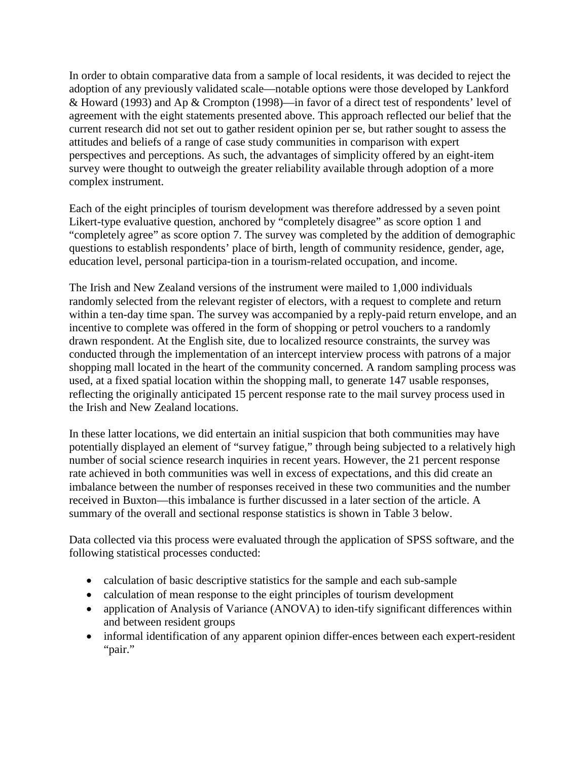In order to obtain comparative data from a sample of local residents, it was decided to reject the adoption of any previously validated scale—notable options were those developed by Lankford & Howard (1993) and Ap & Crompton (1998)—in favor of a direct test of respondents' level of agreement with the eight statements presented above. This approach reflected our belief that the current research did not set out to gather resident opinion per se, but rather sought to assess the attitudes and beliefs of a range of case study communities in comparison with expert perspectives and perceptions. As such, the advantages of simplicity offered by an eight-item survey were thought to outweigh the greater reliability available through adoption of a more complex instrument.

Each of the eight principles of tourism development was therefore addressed by a seven point Likert-type evaluative question, anchored by "completely disagree" as score option 1 and "completely agree" as score option 7. The survey was completed by the addition of demographic questions to establish respondents' place of birth, length of community residence, gender, age, education level, personal participa-tion in a tourism-related occupation, and income.

The Irish and New Zealand versions of the instrument were mailed to 1,000 individuals randomly selected from the relevant register of electors, with a request to complete and return within a ten-day time span. The survey was accompanied by a reply-paid return envelope, and an incentive to complete was offered in the form of shopping or petrol vouchers to a randomly drawn respondent. At the English site, due to localized resource constraints, the survey was conducted through the implementation of an intercept interview process with patrons of a major shopping mall located in the heart of the community concerned. A random sampling process was used, at a fixed spatial location within the shopping mall, to generate 147 usable responses, reflecting the originally anticipated 15 percent response rate to the mail survey process used in the Irish and New Zealand locations.

In these latter locations, we did entertain an initial suspicion that both communities may have potentially displayed an element of "survey fatigue," through being subjected to a relatively high number of social science research inquiries in recent years. However, the 21 percent response rate achieved in both communities was well in excess of expectations, and this did create an imbalance between the number of responses received in these two communities and the number received in Buxton—this imbalance is further discussed in a later section of the article. A summary of the overall and sectional response statistics is shown in Table 3 below.

Data collected via this process were evaluated through the application of SPSS software, and the following statistical processes conducted:

- calculation of basic descriptive statistics for the sample and each sub-sample
- calculation of mean response to the eight principles of tourism development
- application of Analysis of Variance (ANOVA) to iden-tify significant differences within and between resident groups
- informal identification of any apparent opinion differ-ences between each expert-resident "pair."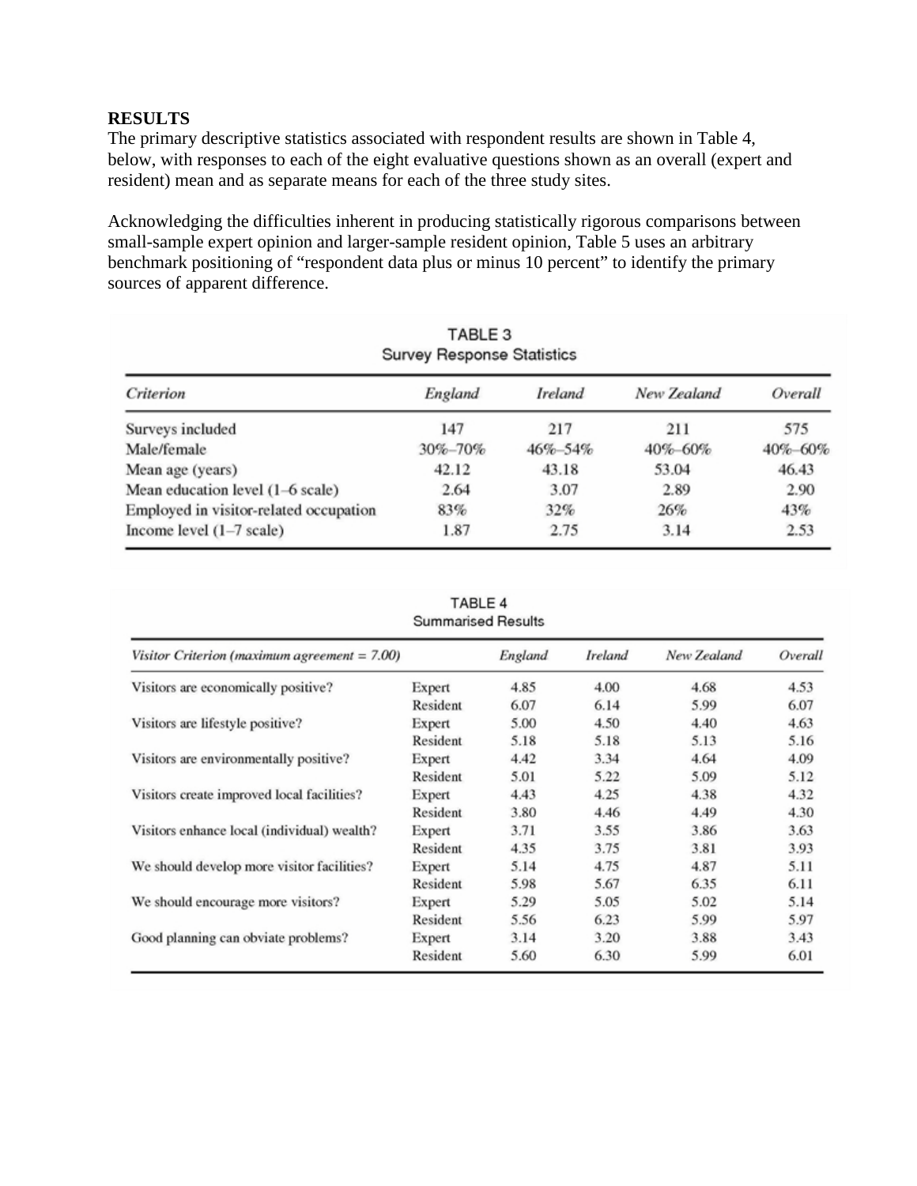**RESULTS**

The primary descriptive statistics associated with respondent results are shown in Table 4, below, with responses to each of the eight evaluative questions shown as an overall (expert and resident) mean and as separate means for each of the three study sites.

Acknowledging the difficulties inherent in producing statistically rigorous comparisons between small-sample expert opinion and larger-sample resident opinion, Table 5 uses an arbitrary benchmark positioning of "respondent data plus or minus 10 percent" to identify the primary sources of apparent difference.

TABLE 3
Survey Response Statistics

| *Criterion* | *England* | *Ireland* | *New Zealand* | *Overall* |
|---|---|---|---|---|
| Surveys included | 147 | 217 | 211 | 575 |
| Male/female | 30%–70% | 46%–54% | 40%–60% | 40%–60% |
| Mean age (years) | 42.12 | 43.18 | 53.04 | 46.43 |
| Mean education level (1–6 scale) | 2.64 | 3.07 | 2.89 | 2.90 |
| Employed in visitor-related occupation | 83% | 32% | 26% | 43% |
| Income level (1–7 scale) | 1.87 | 2.75 | 3.14 | 2.53 |

TABLE 4
Summarised Results

| *Visitor Criterion (maximum agreement = 7.00)* | | *England* | *Ireland* | *New Zealand* | *Overall* |
|---|---|---|---|---|---|
| Visitors are economically positive? | Expert | 4.85 | 4.00 | 4.68 | 4.53 |
| | Resident | 6.07 | 6.14 | 5.99 | 6.07 |
| Visitors are lifestyle positive? | Expert | 5.00 | 4.50 | 4.40 | 4.63 |
| | Resident | 5.18 | 5.18 | 5.13 | 5.16 |
| Visitors are environmentally positive? | Expert | 4.42 | 3.34 | 4.64 | 4.09 |
| | Resident | 5.01 | 5.22 | 5.09 | 5.12 |
| Visitors create improved local facilities? | Expert | 4.43 | 4.25 | 4.38 | 4.32 |
| | Resident | 3.80 | 4.46 | 4.49 | 4.30 |
| Visitors enhance local (individual) wealth? | Expert | 3.71 | 3.55 | 3.86 | 3.63 |
| | Resident | 4.35 | 3.75 | 3.81 | 3.93 |
| We should develop more visitor facilities? | Expert | 5.14 | 4.75 | 4.87 | 5.11 |
| | Resident | 5.98 | 5.67 | 6.35 | 6.11 |
| We should encourage more visitors? | Expert | 5.29 | 5.05 | 5.02 | 5.14 |
| | Resident | 5.56 | 6.23 | 5.99 | 5.97 |
| Good planning can obviate problems? | Expert | 3.14 | 3.20 | 3.88 | 3.43 |
| | Resident | 5.60 | 6.30 | 5.99 | 6.01 |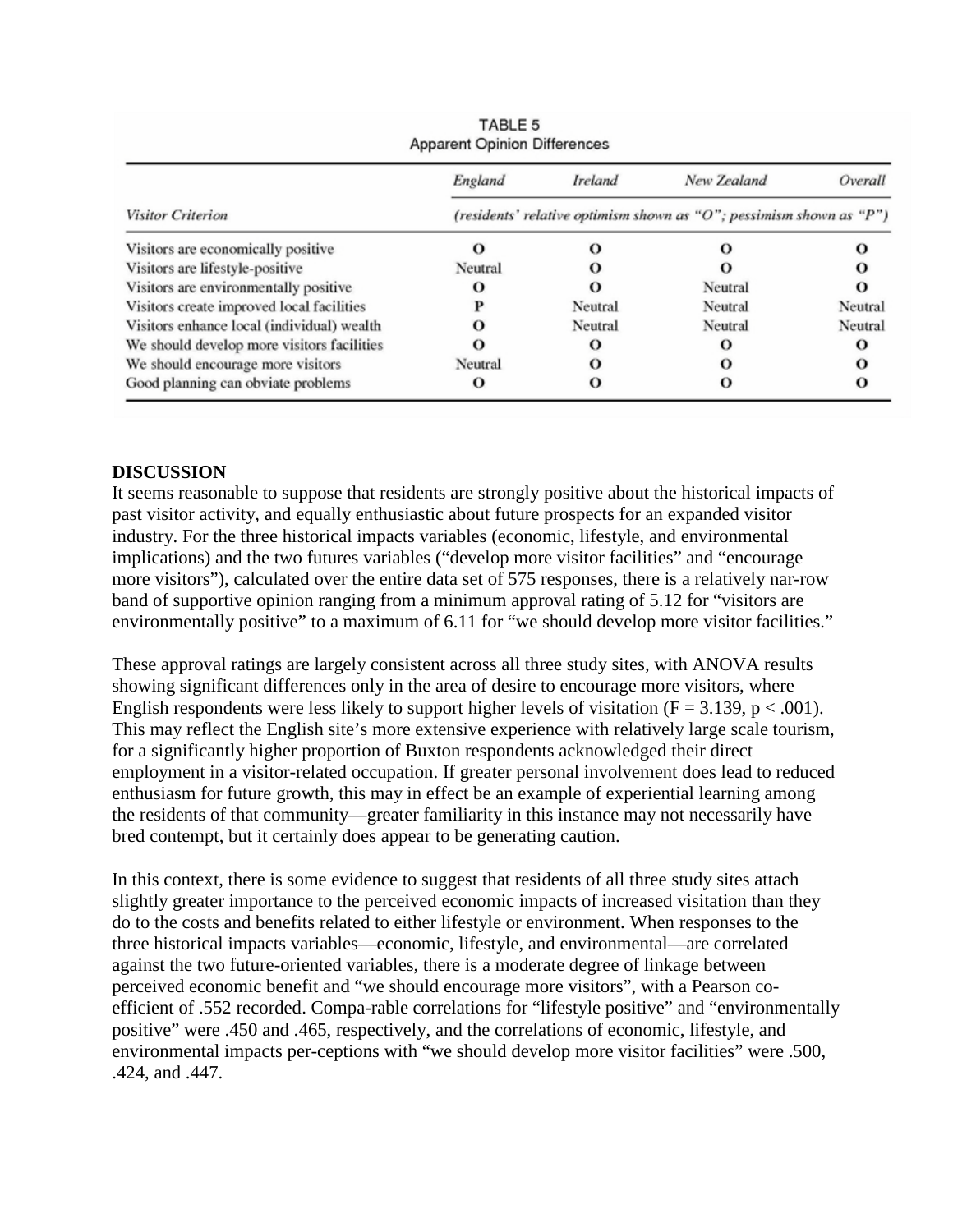TABLE 5
Apparent Opinion Differences

| Visitor Criterion | England | Ireland | New Zealand | Overall |
|---|---|---|---|---|
| | *(residents' relative optimism shown as "O"; pessimism shown as "P")* | | | |
| Visitors are economically positive | O | O | O | O |
| Visitors are lifestyle-positive | Neutral | O | O | O |
| Visitors are environmentally positive | O | O | Neutral | O |
| Visitors create improved local facilities | P | Neutral | Neutral | Neutral |
| Visitors enhance local (individual) wealth | O | Neutral | Neutral | Neutral |
| We should develop more visitors facilities | O | O | O | O |
| We should encourage more visitors | Neutral | O | O | O |
| Good planning can obviate problems | O | O | O | O |

**DISCUSSION**

It seems reasonable to suppose that residents are strongly positive about the historical impacts of past visitor activity, and equally enthusiastic about future prospects for an expanded visitor industry. For the three historical impacts variables (economic, lifestyle, and environmental implications) and the two futures variables ("develop more visitor facilities" and "encourage more visitors"), calculated over the entire data set of 575 responses, there is a relatively nar-row band of supportive opinion ranging from a minimum approval rating of 5.12 for "visitors are environmentally positive" to a maximum of 6.11 for "we should develop more visitor facilities."

These approval ratings are largely consistent across all three study sites, with ANOVA results showing significant differences only in the area of desire to encourage more visitors, where English respondents were less likely to support higher levels of visitation ($F = 3.139$, $p < .001$). This may reflect the English site's more extensive experience with relatively large scale tourism, for a significantly higher proportion of Buxton respondents acknowledged their direct employment in a visitor-related occupation. If greater personal involvement does lead to reduced enthusiasm for future growth, this may in effect be an example of experiential learning among the residents of that community—greater familiarity in this instance may not necessarily have bred contempt, but it certainly does appear to be generating caution.

In this context, there is some evidence to suggest that residents of all three study sites attach slightly greater importance to the perceived economic impacts of increased visitation than they do to the costs and benefits related to either lifestyle or environment. When responses to the three historical impacts variables—economic, lifestyle, and environmental—are correlated against the two future-oriented variables, there is a moderate degree of linkage between perceived economic benefit and "we should encourage more visitors", with a Pearson co-efficient of .552 recorded. Compa-rable correlations for "lifestyle positive" and "environmentally positive" were .450 and .465, respectively, and the correlations of economic, lifestyle, and environmental impacts per-ceptions with "we should develop more visitor facilities" were .500, .424, and .447.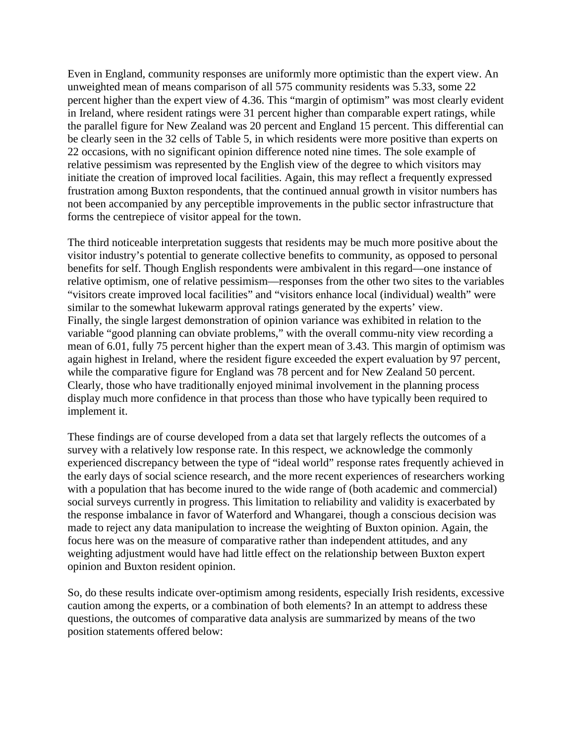Even in England, community responses are uniformly more optimistic than the expert view. An unweighted mean of means comparison of all 575 community residents was 5.33, some 22 percent higher than the expert view of 4.36. This "margin of optimism" was most clearly evident in Ireland, where resident ratings were 31 percent higher than comparable expert ratings, while the parallel figure for New Zealand was 20 percent and England 15 percent. This differential can be clearly seen in the 32 cells of Table 5, in which residents were more positive than experts on 22 occasions, with no significant opinion difference noted nine times. The sole example of relative pessimism was represented by the English view of the degree to which visitors may initiate the creation of improved local facilities. Again, this may reflect a frequently expressed frustration among Buxton respondents, that the continued annual growth in visitor numbers has not been accompanied by any perceptible improvements in the public sector infrastructure that forms the centrepiece of visitor appeal for the town.

The third noticeable interpretation suggests that residents may be much more positive about the visitor industry's potential to generate collective benefits to community, as opposed to personal benefits for self. Though English respondents were ambivalent in this regard—one instance of relative optimism, one of relative pessimism—responses from the other two sites to the variables "visitors create improved local facilities" and "visitors enhance local (individual) wealth" were similar to the somewhat lukewarm approval ratings generated by the experts' view.
Finally, the single largest demonstration of opinion variance was exhibited in relation to the variable "good planning can obviate problems," with the overall commu-nity view recording a mean of 6.01, fully 75 percent higher than the expert mean of 3.43. This margin of optimism was again highest in Ireland, where the resident figure exceeded the expert evaluation by 97 percent, while the comparative figure for England was 78 percent and for New Zealand 50 percent. Clearly, those who have traditionally enjoyed minimal involvement in the planning process display much more confidence in that process than those who have typically been required to implement it.

These findings are of course developed from a data set that largely reflects the outcomes of a survey with a relatively low response rate. In this respect, we acknowledge the commonly experienced discrepancy between the type of "ideal world" response rates frequently achieved in the early days of social science research, and the more recent experiences of researchers working with a population that has become inured to the wide range of (both academic and commercial) social surveys currently in progress. This limitation to reliability and validity is exacerbated by the response imbalance in favor of Waterford and Whangarei, though a conscious decision was made to reject any data manipulation to increase the weighting of Buxton opinion. Again, the focus here was on the measure of comparative rather than independent attitudes, and any weighting adjustment would have had little effect on the relationship between Buxton expert opinion and Buxton resident opinion.

So, do these results indicate over-optimism among residents, especially Irish residents, excessive caution among the experts, or a combination of both elements? In an attempt to address these questions, the outcomes of comparative data analysis are summarized by means of the two position statements offered below: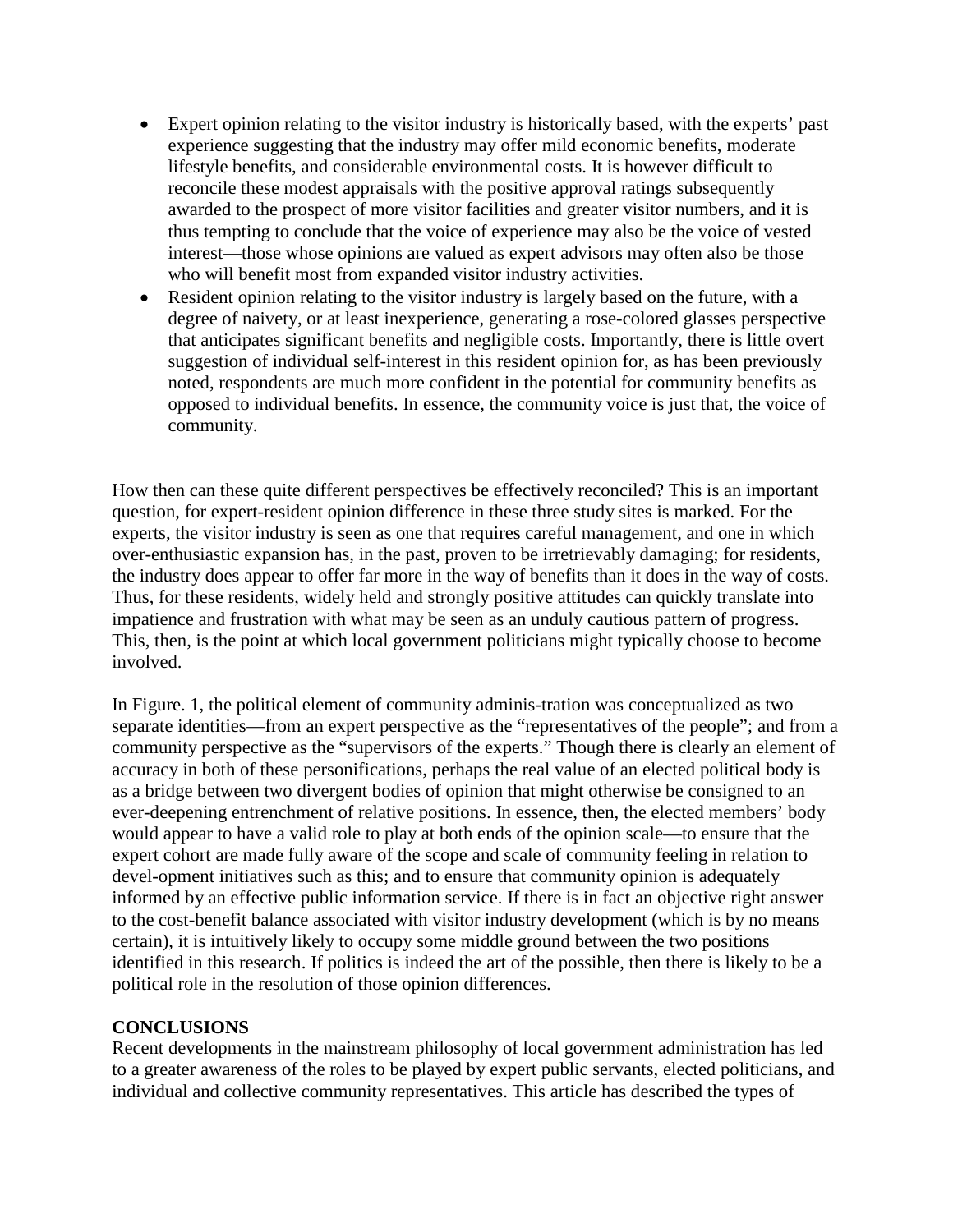- Expert opinion relating to the visitor industry is historically based, with the experts' past experience suggesting that the industry may offer mild economic benefits, moderate lifestyle benefits, and considerable environmental costs. It is however difficult to reconcile these modest appraisals with the positive approval ratings subsequently awarded to the prospect of more visitor facilities and greater visitor numbers, and it is thus tempting to conclude that the voice of experience may also be the voice of vested interest—those whose opinions are valued as expert advisors may often also be those who will benefit most from expanded visitor industry activities.
- Resident opinion relating to the visitor industry is largely based on the future, with a degree of naivety, or at least inexperience, generating a rose-colored glasses perspective that anticipates significant benefits and negligible costs. Importantly, there is little overt suggestion of individual self-interest in this resident opinion for, as has been previously noted, respondents are much more confident in the potential for community benefits as opposed to individual benefits. In essence, the community voice is just that, the voice of community.

How then can these quite different perspectives be effectively reconciled? This is an important question, for expert-resident opinion difference in these three study sites is marked. For the experts, the visitor industry is seen as one that requires careful management, and one in which over-enthusiastic expansion has, in the past, proven to be irretrievably damaging; for residents, the industry does appear to offer far more in the way of benefits than it does in the way of costs. Thus, for these residents, widely held and strongly positive attitudes can quickly translate into impatience and frustration with what may be seen as an unduly cautious pattern of progress. This, then, is the point at which local government politicians might typically choose to become involved.

In Figure. 1, the political element of community adminis-tration was conceptualized as two separate identities—from an expert perspective as the "representatives of the people"; and from a community perspective as the "supervisors of the experts." Though there is clearly an element of accuracy in both of these personifications, perhaps the real value of an elected political body is as a bridge between two divergent bodies of opinion that might otherwise be consigned to an ever-deepening entrenchment of relative positions. In essence, then, the elected members' body would appear to have a valid role to play at both ends of the opinion scale—to ensure that the expert cohort are made fully aware of the scope and scale of community feeling in relation to devel-opment initiatives such as this; and to ensure that community opinion is adequately informed by an effective public information service. If there is in fact an objective right answer to the cost-benefit balance associated with visitor industry development (which is by no means certain), it is intuitively likely to occupy some middle ground between the two positions identified in this research. If politics is indeed the art of the possible, then there is likely to be a political role in the resolution of those opinion differences.

**CONCLUSIONS**

Recent developments in the mainstream philosophy of local government administration has led to a greater awareness of the roles to be played by expert public servants, elected politicians, and individual and collective community representatives. This article has described the types of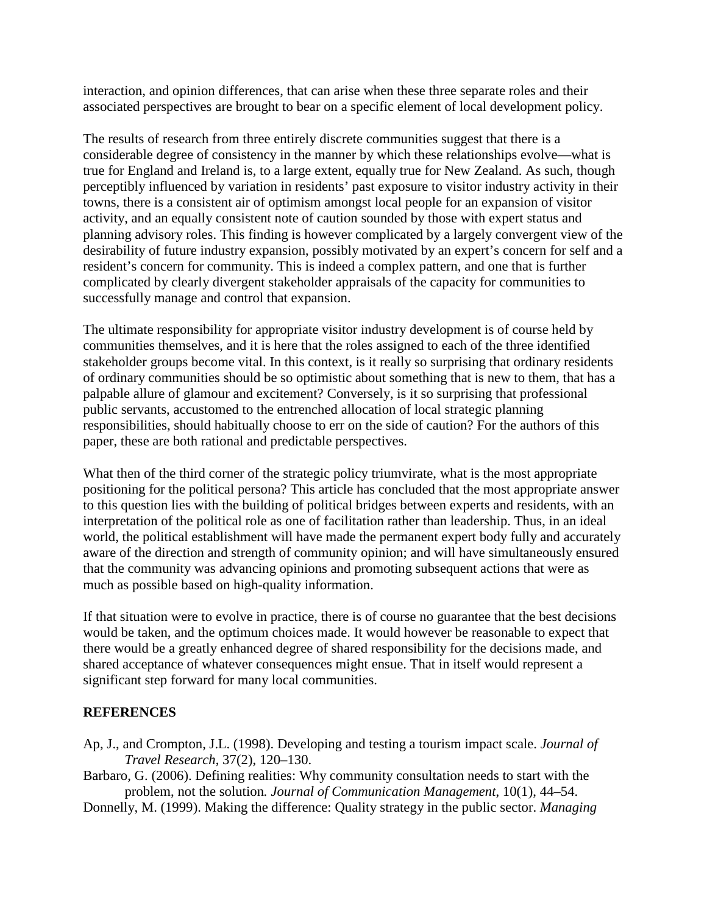interaction, and opinion differences, that can arise when these three separate roles and their associated perspectives are brought to bear on a specific element of local development policy.

The results of research from three entirely discrete communities suggest that there is a considerable degree of consistency in the manner by which these relationships evolve—what is true for England and Ireland is, to a large extent, equally true for New Zealand. As such, though perceptibly influenced by variation in residents' past exposure to visitor industry activity in their towns, there is a consistent air of optimism amongst local people for an expansion of visitor activity, and an equally consistent note of caution sounded by those with expert status and planning advisory roles. This finding is however complicated by a largely convergent view of the desirability of future industry expansion, possibly motivated by an expert's concern for self and a resident's concern for community. This is indeed a complex pattern, and one that is further complicated by clearly divergent stakeholder appraisals of the capacity for communities to successfully manage and control that expansion.

The ultimate responsibility for appropriate visitor industry development is of course held by communities themselves, and it is here that the roles assigned to each of the three identified stakeholder groups become vital. In this context, is it really so surprising that ordinary residents of ordinary communities should be so optimistic about something that is new to them, that has a palpable allure of glamour and excitement? Conversely, is it so surprising that professional public servants, accustomed to the entrenched allocation of local strategic planning responsibilities, should habitually choose to err on the side of caution? For the authors of this paper, these are both rational and predictable perspectives.

What then of the third corner of the strategic policy triumvirate, what is the most appropriate positioning for the political persona? This article has concluded that the most appropriate answer to this question lies with the building of political bridges between experts and residents, with an interpretation of the political role as one of facilitation rather than leadership. Thus, in an ideal world, the political establishment will have made the permanent expert body fully and accurately aware of the direction and strength of community opinion; and will have simultaneously ensured that the community was advancing opinions and promoting subsequent actions that were as much as possible based on high-quality information.

If that situation were to evolve in practice, there is of course no guarantee that the best decisions would be taken, and the optimum choices made. It would however be reasonable to expect that there would be a greatly enhanced degree of shared responsibility for the decisions made, and shared acceptance of whatever consequences might ensue. That in itself would represent a significant step forward for many local communities.

## REFERENCES

Ap, J., and Crompton, J.L. (1998). Developing and testing a tourism impact scale. *Journal of Travel Research*, 37(2), 120–130.

Barbaro, G. (2006). Defining realities: Why community consultation needs to start with the problem, not the solution. *Journal of Communication Management*, 10(1), 44–54.

Donnelly, M. (1999). Making the difference: Quality strategy in the public sector. *Managing*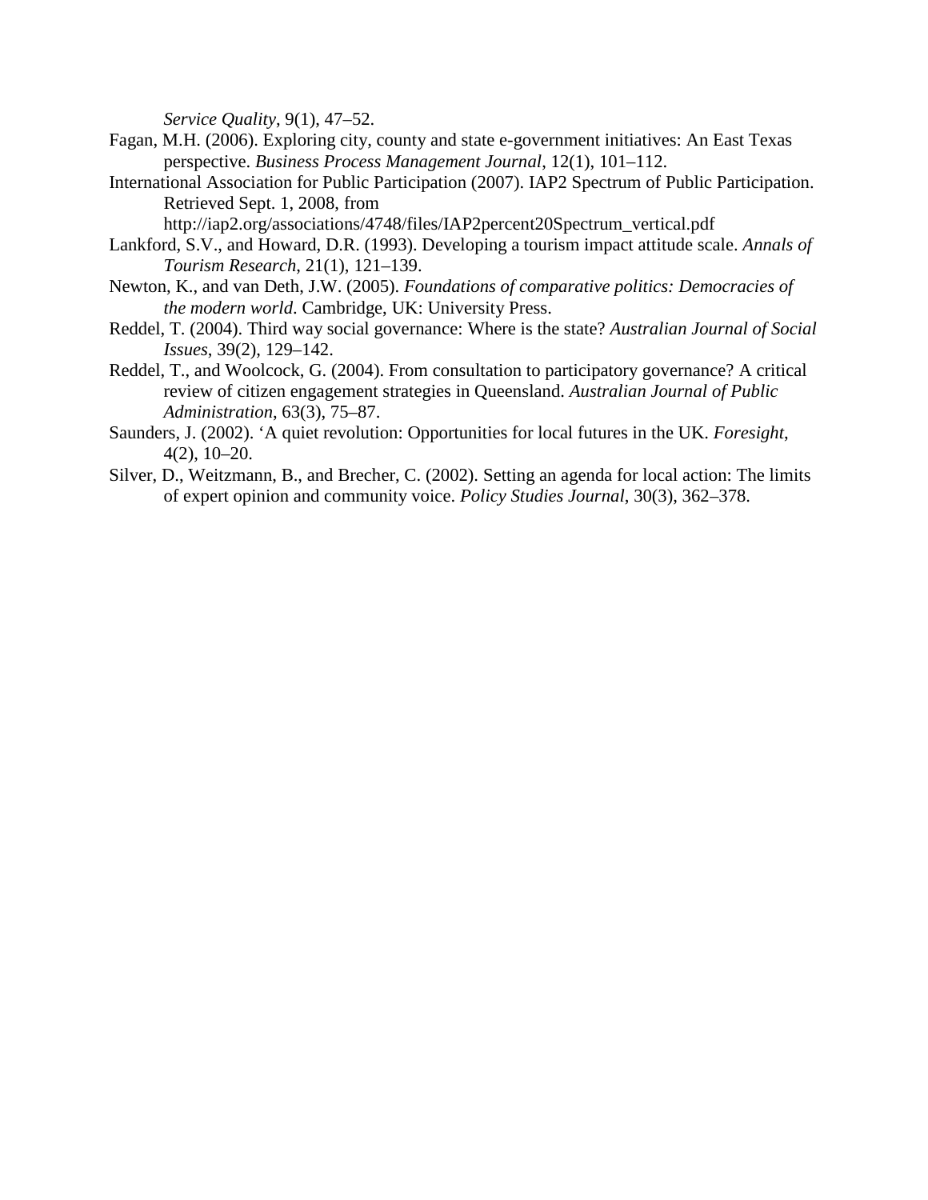*Service Quality*, 9(1), 47–52.

Fagan, M.H. (2006). Exploring city, county and state e-government initiatives: An East Texas perspective. *Business Process Management Journal*, 12(1), 101–112.

International Association for Public Participation (2007). IAP2 Spectrum of Public Participation. Retrieved Sept. 1, 2008, from http://iap2.org/associations/4748/files/IAP2percent20Spectrum_vertical.pdf

Lankford, S.V., and Howard, D.R. (1993). Developing a tourism impact attitude scale. *Annals of Tourism Research*, 21(1), 121–139.

Newton, K., and van Deth, J.W. (2005). *Foundations of comparative politics: Democracies of the modern world*. Cambridge, UK: University Press.

Reddel, T. (2004). Third way social governance: Where is the state? *Australian Journal of Social Issues*, 39(2), 129–142.

Reddel, T., and Woolcock, G. (2004). From consultation to participatory governance? A critical review of citizen engagement strategies in Queensland. *Australian Journal of Public Administration*, 63(3), 75–87.

Saunders, J. (2002). 'A quiet revolution: Opportunities for local futures in the UK. *Foresight*, 4(2), 10–20.

Silver, D., Weitzmann, B., and Brecher, C. (2002). Setting an agenda for local action: The limits of expert opinion and community voice. *Policy Studies Journal*, 30(3), 362–378.